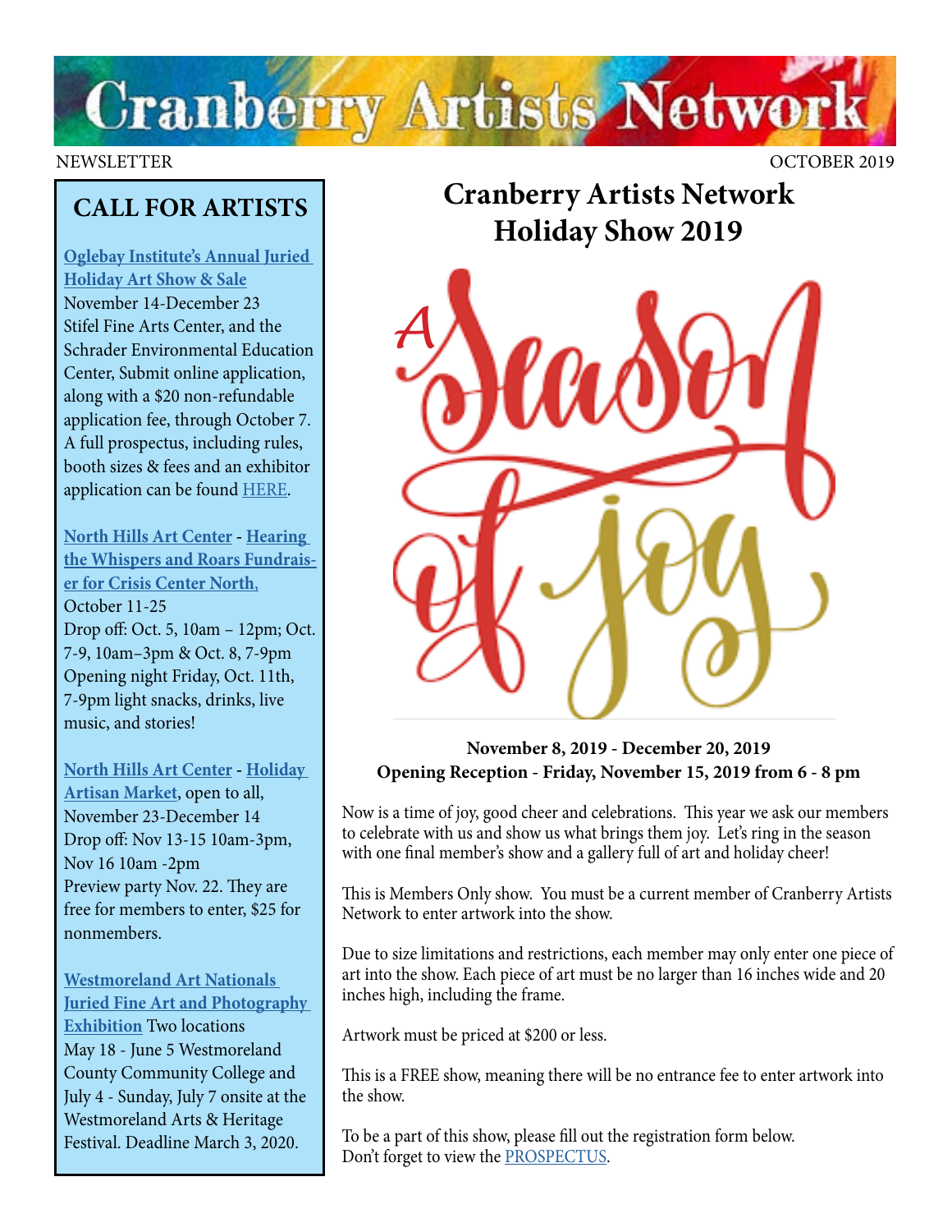# Cranberry Artists Network

NEWSLETTER

OCTOBER 2019

## CALL FOR ARTISTS

**Oglebay Institute's Annual Juried Holiday Art Show & Sale**
November 14-December 23
Stifel Fine Arts Center, and the Schrader Environmental Education Center, Submit online application, along with a $20 non-refundable application fee, through October 7. A full prospectus, including rules, booth sizes & fees and an exhibitor application can be found HERE.

**North Hills Art Center - Hearing the Whispers and Roars Fundraiser for Crisis Center North,**
October 11-25
Drop off: Oct. 5, 10am – 12pm; Oct. 7-9, 10am–3pm & Oct. 8, 7-9pm
Opening night Friday, Oct. 11th, 7-9pm light snacks, drinks, live music, and stories!

**North Hills Art Center - Holiday Artisan Market**, open to all, November 23-December 14
Drop off: Nov 13-15 10am-3pm, Nov 16 10am -2pm
Preview party Nov. 22. They are free for members to enter, $25 for nonmembers.

**Westmoreland Art Nationals Juried Fine Art and Photography Exhibition** Two locations
May 18 - June 5 Westmoreland County Community College and July 4 - Sunday, July 7 onsite at the Westmoreland Arts & Heritage Festival. Deadline March 3, 2020.

## Cranberry Artists Network Holiday Show 2019

A Season of Joy

**November 8, 2019 - December 20, 2019**
**Opening Reception - Friday, November 15, 2019 from 6 - 8 pm**

Now is a time of joy, good cheer and celebrations. This year we ask our members to celebrate with us and show us what brings them joy. Let's ring in the season with one final member's show and a gallery full of art and holiday cheer!

This is Members Only show. You must be a current member of Cranberry Artists Network to enter artwork into the show.

Due to size limitations and restrictions, each member may only enter one piece of art into the show. Each piece of art must be no larger than 16 inches wide and 20 inches high, including the frame.

Artwork must be priced at $200 or less.

This is a FREE show, meaning there will be no entrance fee to enter artwork into the show.

To be a part of this show, please fill out the registration form below.
Don't forget to view the PROSPECTUS.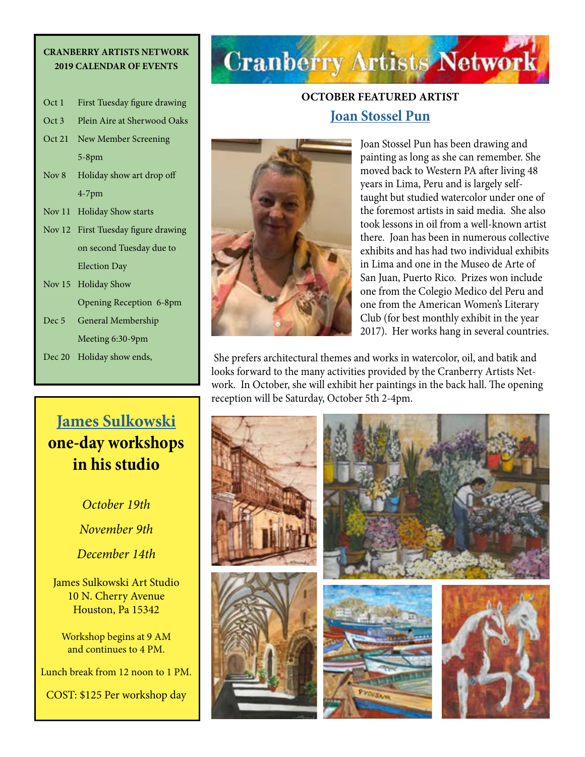# Cranberry Artists Network

## OCTOBER FEATURED ARTIST

### Joan Stossel Pun

Joan Stossel Pun has been drawing and painting as long as she can remember. She moved back to Western PA after living 48 years in Lima, Peru and is largely self-taught but studied watercolor under one of the foremost artists in said media. She also took lessons in oil from a well-known artist there. Joan has been in numerous collective exhibits and has had two individual exhibits in Lima and one in the Museo de Arte of San Juan, Puerto Rico. Prizes won include one from the Colegio Medico del Peru and one from the American Women's Literary Club (for best monthly exhibit in the year 2017). Her works hang in several countries.

She prefers architectural themes and works in watercolor, oil, and batik and looks forward to the many activities provided by the Cranberry Artists Network. In October, she will exhibit her paintings in the back hall. The opening reception will be Saturday, October 5th 2-4pm.

---

**CRANBERRY ARTISTS NETWORK**
**2019 CALENDAR OF EVENTS**

| Date | Event |
|---|---|
| Oct 1 | First Tuesday figure drawing |
| Oct 3 | Plein Aire at Sherwood Oaks |
| Oct 21 | New Member Screening 5-8pm |
| Nov 8 | Holiday show art drop off 4-7pm |
| Nov 11 | Holiday Show starts |
| Nov 12 | First Tuesday figure drawing on second Tuesday due to Election Day |
| Nov 15 | Holiday Show Opening Reception 6-8pm |
| Dec 5 | General Membership Meeting 6:30-9pm |
| Dec 20 | Holiday show ends, |

---

## James Sulkowski
## one-day workshops in his studio

*October 19th*

*November 9th*

*December 14th*

James Sulkowski Art Studio
10 N. Cherry Avenue
Houston, Pa 15342

Workshop begins at 9 AM and continues to 4 PM.

Lunch break from 12 noon to 1 PM.

COST: $125 Per workshop day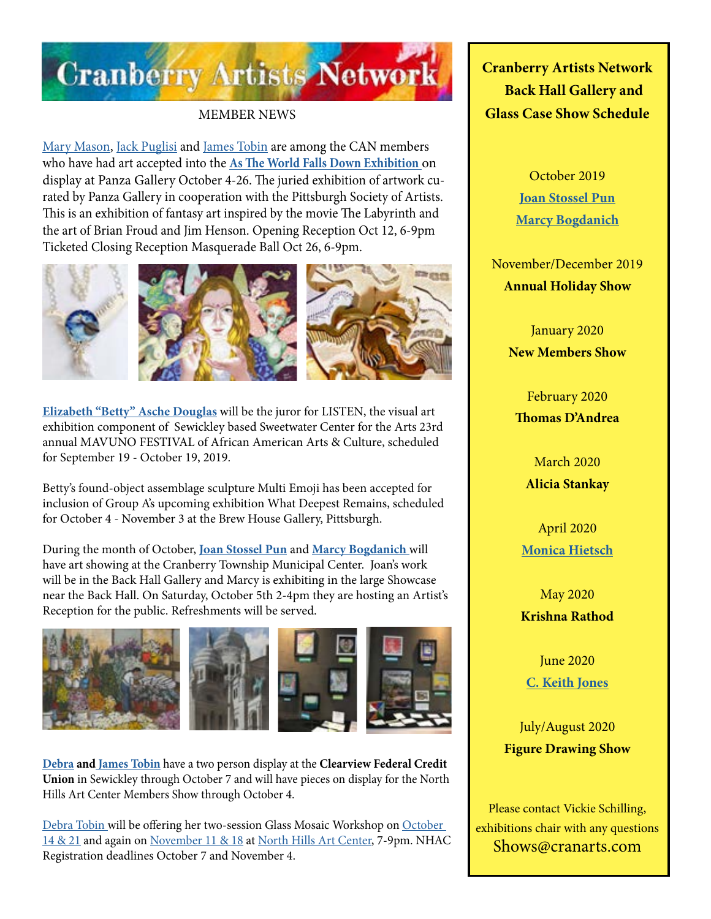# Cranberry Artists Network

MEMBER NEWS

Mary Mason, Jack Puglisi and James Tobin are among the CAN members who have had art accepted into the **As The World Falls Down Exhibition** on display at Panza Gallery October 4-26. The juried exhibition of artwork curated by Panza Gallery in cooperation with the Pittsburgh Society of Artists. This is an exhibition of fantasy art inspired by the movie The Labyrinth and the art of Brian Froud and Jim Henson. Opening Reception Oct 12, 6-9pm Ticketed Closing Reception Masquerade Ball Oct 26, 6-9pm.

**Elizabeth "Betty" Asche Douglas** will be the juror for LISTEN, the visual art exhibition component of Sewickley based Sweetwater Center for the Arts 23rd annual MAVUNO FESTIVAL of African American Arts & Culture, scheduled for September 19 - October 19, 2019.

Betty's found-object assemblage sculpture Multi Emoji has been accepted for inclusion of Group A's upcoming exhibition What Deepest Remains, scheduled for October 4 - November 3 at the Brew House Gallery, Pittsburgh.

During the month of October, **Joan Stossel Pun** and **Marcy Bogdanich** will have art showing at the Cranberry Township Municipal Center. Joan's work will be in the Back Hall Gallery and Marcy is exhibiting in the large Showcase near the Back Hall. On Saturday, October 5th 2-4pm they are hosting an Artist's Reception for the public. Refreshments will be served.

**Debra and James Tobin** have a two person display at the **Clearview Federal Credit Union** in Sewickley through October 7 and will have pieces on display for the North Hills Art Center Members Show through October 4.

Debra Tobin will be offering her two-session Glass Mosaic Workshop on October 14 & 21 and again on November 11 & 18 at North Hills Art Center, 7-9pm. NHAC Registration deadlines October 7 and November 4.

## Cranberry Artists Network Back Hall Gallery and Glass Case Show Schedule

October 2019
**Joan Stossel Pun**
**Marcy Bogdanich**

November/December 2019
**Annual Holiday Show**

January 2020
**New Members Show**

February 2020
**Thomas D'Andrea**

March 2020
**Alicia Stankay**

April 2020
**Monica Hietsch**

May 2020
**Krishna Rathod**

June 2020
**C. Keith Jones**

July/August 2020
**Figure Drawing Show**

Please contact Vickie Schilling, exhibitions chair with any questions
Shows@cranarts.com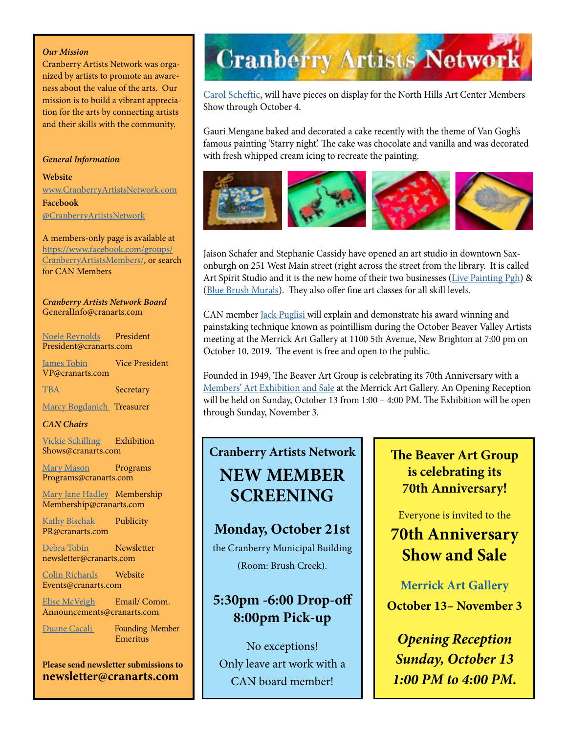# Cranberry Artists Network

Carol Scheftic, will have pieces on display for the North Hills Art Center Members Show through October 4.

Gauri Mengane baked and decorated a cake recently with the theme of Van Gogh's famous painting 'Starry night'. The cake was chocolate and vanilla and was decorated with fresh whipped cream icing to recreate the painting.

Jaison Schafer and Stephanie Cassidy have opened an art studio in downtown Saxonburgh on 251 West Main street (right across the street from the library. It is called Art Spirit Studio and it is the new home of their two businesses (Live Painting Pgh) & (Blue Brush Murals). They also offer fine art classes for all skill levels.

CAN member Jack Puglisi will explain and demonstrate his award winning and painstaking technique known as pointillism during the October Beaver Valley Artists meeting at the Merrick Art Gallery at 1100 5th Avenue, New Brighton at 7:00 pm on October 10, 2019. The event is free and open to the public.

Founded in 1949, The Beaver Art Group is celebrating its 70th Anniversary with a Members' Art Exhibition and Sale at the Merrick Art Gallery. An Opening Reception will be held on Sunday, October 13 from 1:00 – 4:00 PM. The Exhibition will be open through Sunday, November 3.

**Cranberry Artists Network**

## NEW MEMBER SCREENING

**Monday, October 21st**

the Cranberry Municipal Building

(Room: Brush Creek).

**5:30pm -6:00 Drop-off**
**8:00pm Pick-up**

No exceptions!
Only leave art work with a CAN board member!

**The Beaver Art Group is celebrating its 70th Anniversary!**

Everyone is invited to the

## 70th Anniversary Show and Sale

**Merrick Art Gallery**

**October 13– November 3**

***Opening Reception***
***Sunday, October 13***
***1:00 PM to 4:00 PM.***

---

***Our Mission***

Cranberry Artists Network was organized by artists to promote an awareness about the value of the arts. Our mission is to build a vibrant appreciation for the arts by connecting artists and their skills with the community.

***General Information***

**Website**
www.CranberryArtistsNetwork.com
**Facebook**
@CranberryArtistsNetwork

A members-only page is available at https://www.facebook.com/groups/CranberryArtistsMembers/, or search for CAN Members

***Cranberry Artists Network Board***
GeneralInfo@cranarts.com

Noele Reynolds — President
President@cranarts.com

James Tobin — Vice President
VP@cranarts.com

TBA — Secretary

Marcy Bogdanich — Treasurer

***CAN Chairs***

Vickie Schilling — Exhibition
Shows@cranarts.com

Mary Mason — Programs
Programs@cranarts.com

Mary Jane Hadley — Membership
Membership@cranarts.com

Kathy Bischak — Publicity
PR@cranarts.com

Debra Tobin — Newsletter
newsletter@cranarts.com

Colin Richards — Website
Events@cranarts.com

Elise McVeigh — Email/ Comm.
Announcements@cranarts.com

Duane Cacali — Founding Member Emeritus

**Please send newsletter submissions to**
**newsletter@cranarts.com**